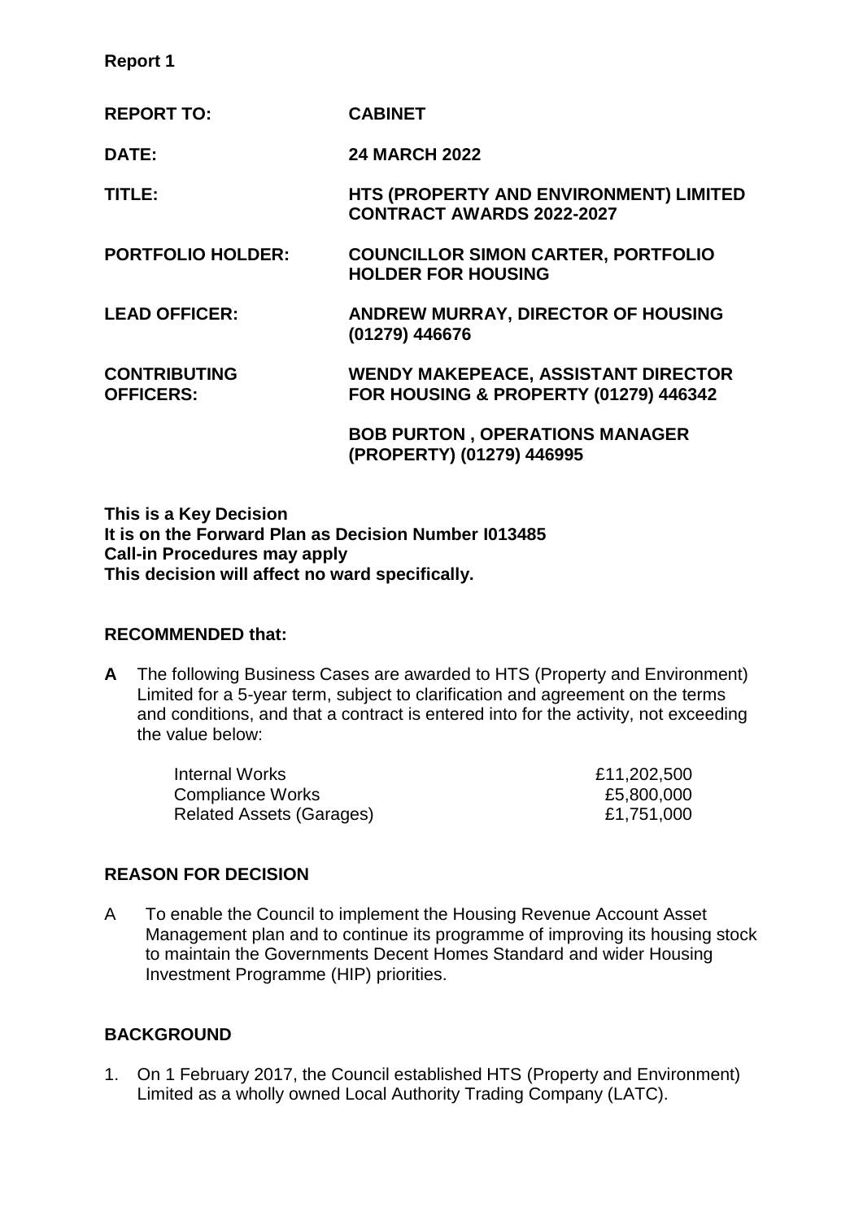**Report 1**

| | |
|---|---|
| **REPORT TO:** | **CABINET** |
| **DATE:** | **24 MARCH 2022** |
| **TITLE:** | **HTS (PROPERTY AND ENVIRONMENT) LIMITED CONTRACT AWARDS 2022-2027** |
| **PORTFOLIO HOLDER:** | **COUNCILLOR SIMON CARTER, PORTFOLIO HOLDER FOR HOUSING** |
| **LEAD OFFICER:** | **ANDREW MURRAY, DIRECTOR OF HOUSING (01279) 446676** |
| **CONTRIBUTING OFFICERS:** | **WENDY MAKEPEACE, ASSISTANT DIRECTOR FOR HOUSING & PROPERTY (01279) 446342** |
| | **BOB PURTON , OPERATIONS MANAGER (PROPERTY) (01279) 446995** |

**This is a Key Decision**
**It is on the Forward Plan as Decision Number I013485**
**Call-in Procedures may apply**
**This decision will affect no ward specifically.**

## RECOMMENDED that:

**A** The following Business Cases are awarded to HTS (Property and Environment) Limited for a 5-year term, subject to clarification and agreement on the terms and conditions, and that a contract is entered into for the activity, not exceeding the value below:

| | |
|---|---:|
| Internal Works | £11,202,500 |
| Compliance Works | £5,800,000 |
| Related Assets (Garages) | £1,751,000 |

## REASON FOR DECISION

A To enable the Council to implement the Housing Revenue Account Asset Management plan and to continue its programme of improving its housing stock to maintain the Governments Decent Homes Standard and wider Housing Investment Programme (HIP) priorities.

## BACKGROUND

1. On 1 February 2017, the Council established HTS (Property and Environment) Limited as a wholly owned Local Authority Trading Company (LATC).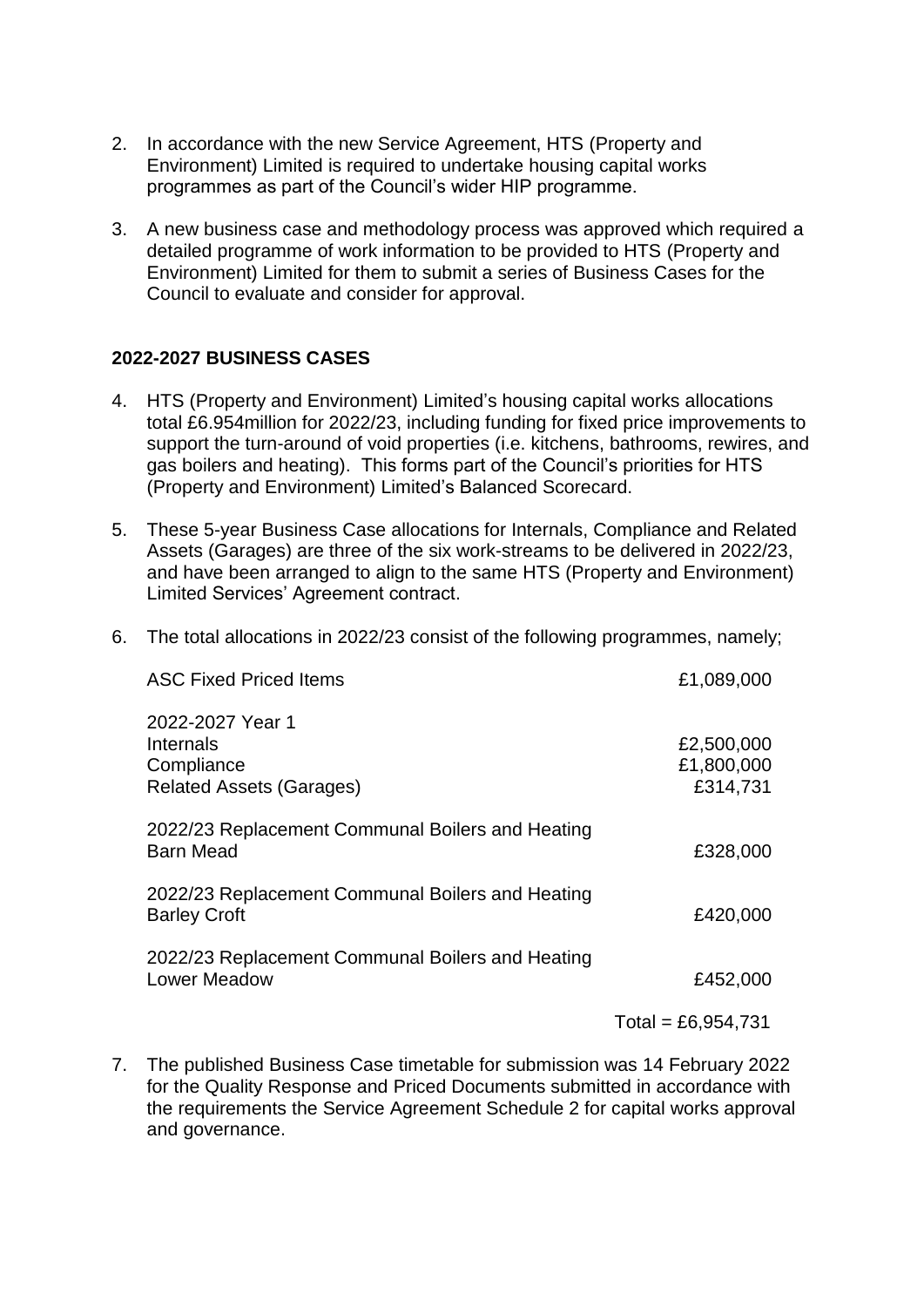2. In accordance with the new Service Agreement, HTS (Property and Environment) Limited is required to undertake housing capital works programmes as part of the Council's wider HIP programme.

3. A new business case and methodology process was approved which required a detailed programme of work information to be provided to HTS (Property and Environment) Limited for them to submit a series of Business Cases for the Council to evaluate and consider for approval.

**2022-2027 BUSINESS CASES**

4. HTS (Property and Environment) Limited's housing capital works allocations total £6.954million for 2022/23, including funding for fixed price improvements to support the turn-around of void properties (i.e. kitchens, bathrooms, rewires, and gas boilers and heating). This forms part of the Council's priorities for HTS (Property and Environment) Limited's Balanced Scorecard.

5. These 5-year Business Case allocations for Internals, Compliance and Related Assets (Garages) are three of the six work-streams to be delivered in 2022/23, and have been arranged to align to the same HTS (Property and Environment) Limited Services' Agreement contract.

6. The total allocations in 2022/23 consist of the following programmes, namely;

| | |
|---|---|
| ASC Fixed Priced Items | £1,089,000 |
| 2022-2027 Year 1 | |
| Internals | £2,500,000 |
| Compliance | £1,800,000 |
| Related Assets (Garages) | £314,731 |
| 2022/23 Replacement Communal Boilers and Heating Barn Mead | £328,000 |
| 2022/23 Replacement Communal Boilers and Heating Barley Croft | £420,000 |
| 2022/23 Replacement Communal Boilers and Heating Lower Meadow | £452,000 |
| | Total = £6,954,731 |

7. The published Business Case timetable for submission was 14 February 2022 for the Quality Response and Priced Documents submitted in accordance with the requirements the Service Agreement Schedule 2 for capital works approval and governance.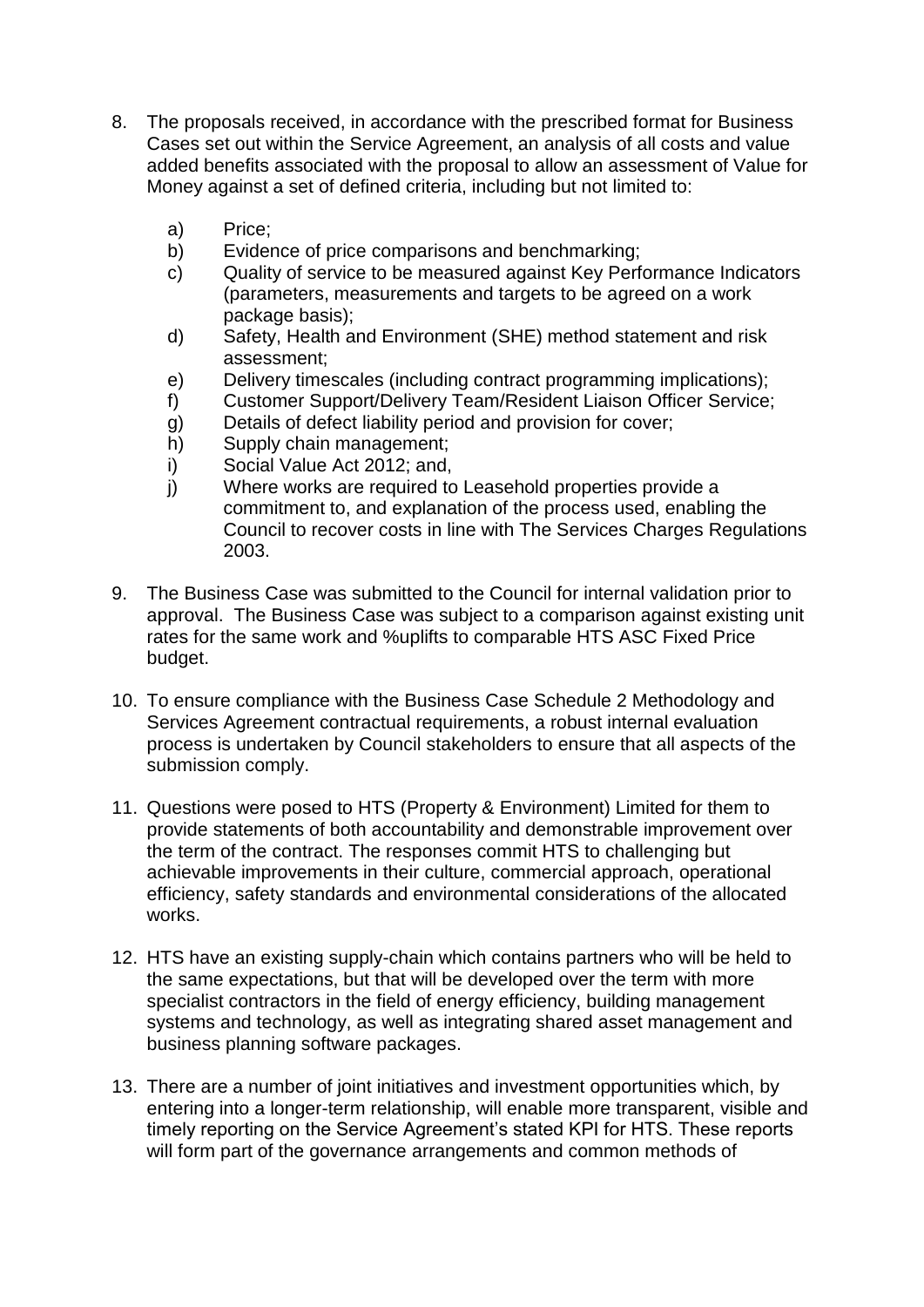8. The proposals received, in accordance with the prescribed format for Business Cases set out within the Service Agreement, an analysis of all costs and value added benefits associated with the proposal to allow an assessment of Value for Money against a set of defined criteria, including but not limited to:

    a) Price;
    b) Evidence of price comparisons and benchmarking;
    c) Quality of service to be measured against Key Performance Indicators (parameters, measurements and targets to be agreed on a work package basis);
    d) Safety, Health and Environment (SHE) method statement and risk assessment;
    e) Delivery timescales (including contract programming implications);
    f) Customer Support/Delivery Team/Resident Liaison Officer Service;
    g) Details of defect liability period and provision for cover;
    h) Supply chain management;
    i) Social Value Act 2012; and,
    j) Where works are required to Leasehold properties provide a commitment to, and explanation of the process used, enabling the Council to recover costs in line with The Services Charges Regulations 2003.

9. The Business Case was submitted to the Council for internal validation prior to approval. The Business Case was subject to a comparison against existing unit rates for the same work and %uplifts to comparable HTS ASC Fixed Price budget.

10. To ensure compliance with the Business Case Schedule 2 Methodology and Services Agreement contractual requirements, a robust internal evaluation process is undertaken by Council stakeholders to ensure that all aspects of the submission comply.

11. Questions were posed to HTS (Property & Environment) Limited for them to provide statements of both accountability and demonstrable improvement over the term of the contract. The responses commit HTS to challenging but achievable improvements in their culture, commercial approach, operational efficiency, safety standards and environmental considerations of the allocated works.

12. HTS have an existing supply-chain which contains partners who will be held to the same expectations, but that will be developed over the term with more specialist contractors in the field of energy efficiency, building management systems and technology, as well as integrating shared asset management and business planning software packages.

13. There are a number of joint initiatives and investment opportunities which, by entering into a longer-term relationship, will enable more transparent, visible and timely reporting on the Service Agreement's stated KPI for HTS. These reports will form part of the governance arrangements and common methods of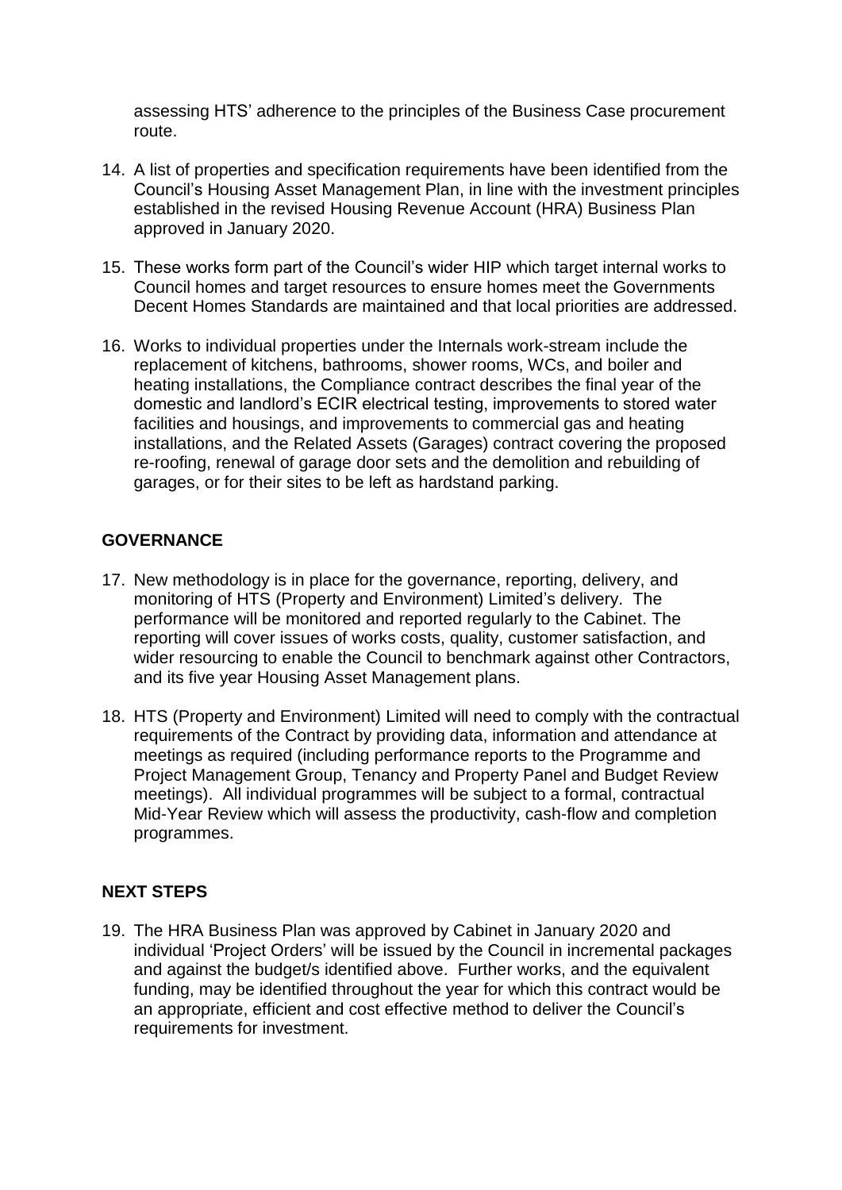assessing HTS' adherence to the principles of the Business Case procurement route.

14. A list of properties and specification requirements have been identified from the Council's Housing Asset Management Plan, in line with the investment principles established in the revised Housing Revenue Account (HRA) Business Plan approved in January 2020.

15. These works form part of the Council's wider HIP which target internal works to Council homes and target resources to ensure homes meet the Governments Decent Homes Standards are maintained and that local priorities are addressed.

16. Works to individual properties under the Internals work-stream include the replacement of kitchens, bathrooms, shower rooms, WCs, and boiler and heating installations, the Compliance contract describes the final year of the domestic and landlord's ECIR electrical testing, improvements to stored water facilities and housings, and improvements to commercial gas and heating installations, and the Related Assets (Garages) contract covering the proposed re-roofing, renewal of garage door sets and the demolition and rebuilding of garages, or for their sites to be left as hardstand parking.

## GOVERNANCE

17. New methodology is in place for the governance, reporting, delivery, and monitoring of HTS (Property and Environment) Limited's delivery. The performance will be monitored and reported regularly to the Cabinet. The reporting will cover issues of works costs, quality, customer satisfaction, and wider resourcing to enable the Council to benchmark against other Contractors, and its five year Housing Asset Management plans.

18. HTS (Property and Environment) Limited will need to comply with the contractual requirements of the Contract by providing data, information and attendance at meetings as required (including performance reports to the Programme and Project Management Group, Tenancy and Property Panel and Budget Review meetings). All individual programmes will be subject to a formal, contractual Mid-Year Review which will assess the productivity, cash-flow and completion programmes.

## NEXT STEPS

19. The HRA Business Plan was approved by Cabinet in January 2020 and individual 'Project Orders' will be issued by the Council in incremental packages and against the budget/s identified above. Further works, and the equivalent funding, may be identified throughout the year for which this contract would be an appropriate, efficient and cost effective method to deliver the Council's requirements for investment.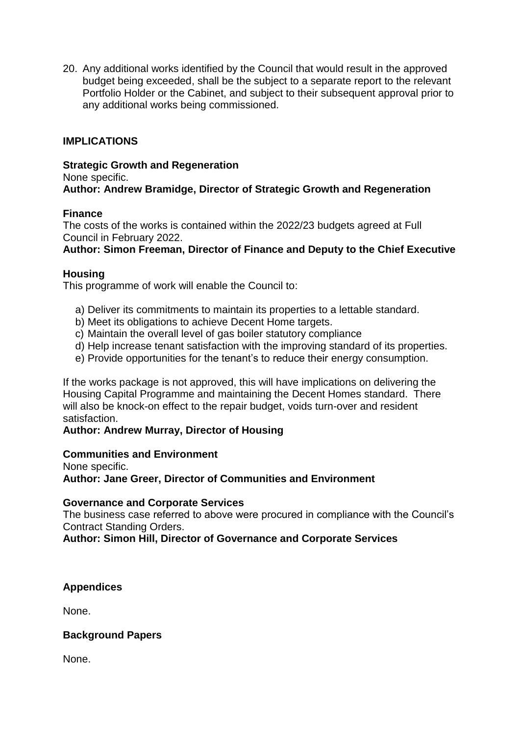20. Any additional works identified by the Council that would result in the approved budget being exceeded, shall be the subject to a separate report to the relevant Portfolio Holder or the Cabinet, and subject to their subsequent approval prior to any additional works being commissioned.

## IMPLICATIONS

**Strategic Growth and Regeneration**

None specific.

**Author: Andrew Bramidge, Director of Strategic Growth and Regeneration**

**Finance**

The costs of the works is contained within the 2022/23 budgets agreed at Full Council in February 2022.

**Author: Simon Freeman, Director of Finance and Deputy to the Chief Executive**

**Housing**

This programme of work will enable the Council to:

a) Deliver its commitments to maintain its properties to a lettable standard.
b) Meet its obligations to achieve Decent Home targets.
c) Maintain the overall level of gas boiler statutory compliance
d) Help increase tenant satisfaction with the improving standard of its properties.
e) Provide opportunities for the tenant's to reduce their energy consumption.

If the works package is not approved, this will have implications on delivering the Housing Capital Programme and maintaining the Decent Homes standard. There will also be knock-on effect to the repair budget, voids turn-over and resident satisfaction.

**Author: Andrew Murray, Director of Housing**

**Communities and Environment**

None specific.

**Author: Jane Greer, Director of Communities and Environment**

**Governance and Corporate Services**

The business case referred to above were procured in compliance with the Council's Contract Standing Orders.

**Author: Simon Hill, Director of Governance and Corporate Services**

**Appendices**

None.

**Background Papers**

None.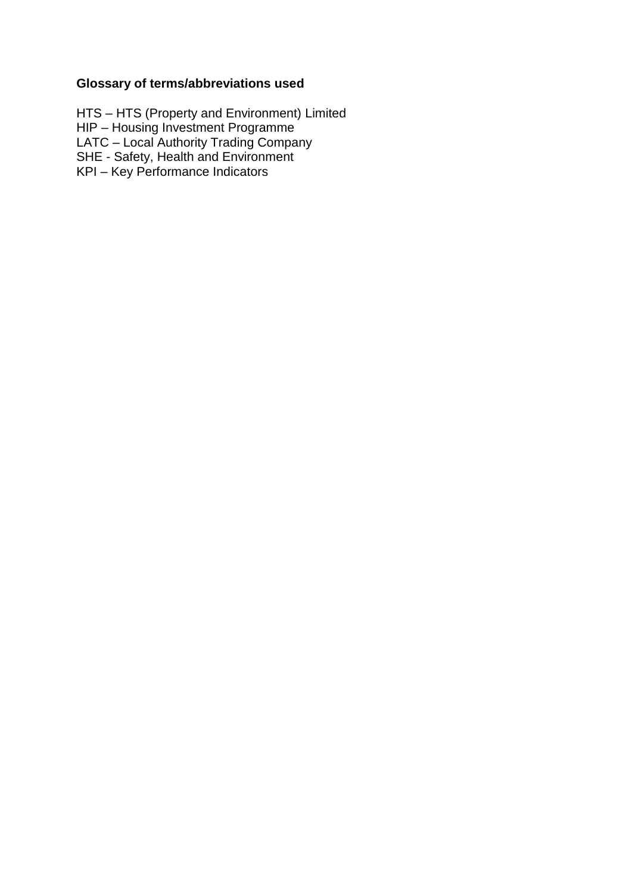**Glossary of terms/abbreviations used**

HTS – HTS (Property and Environment) Limited
HIP – Housing Investment Programme
LATC – Local Authority Trading Company
SHE - Safety, Health and Environment
KPI – Key Performance Indicators